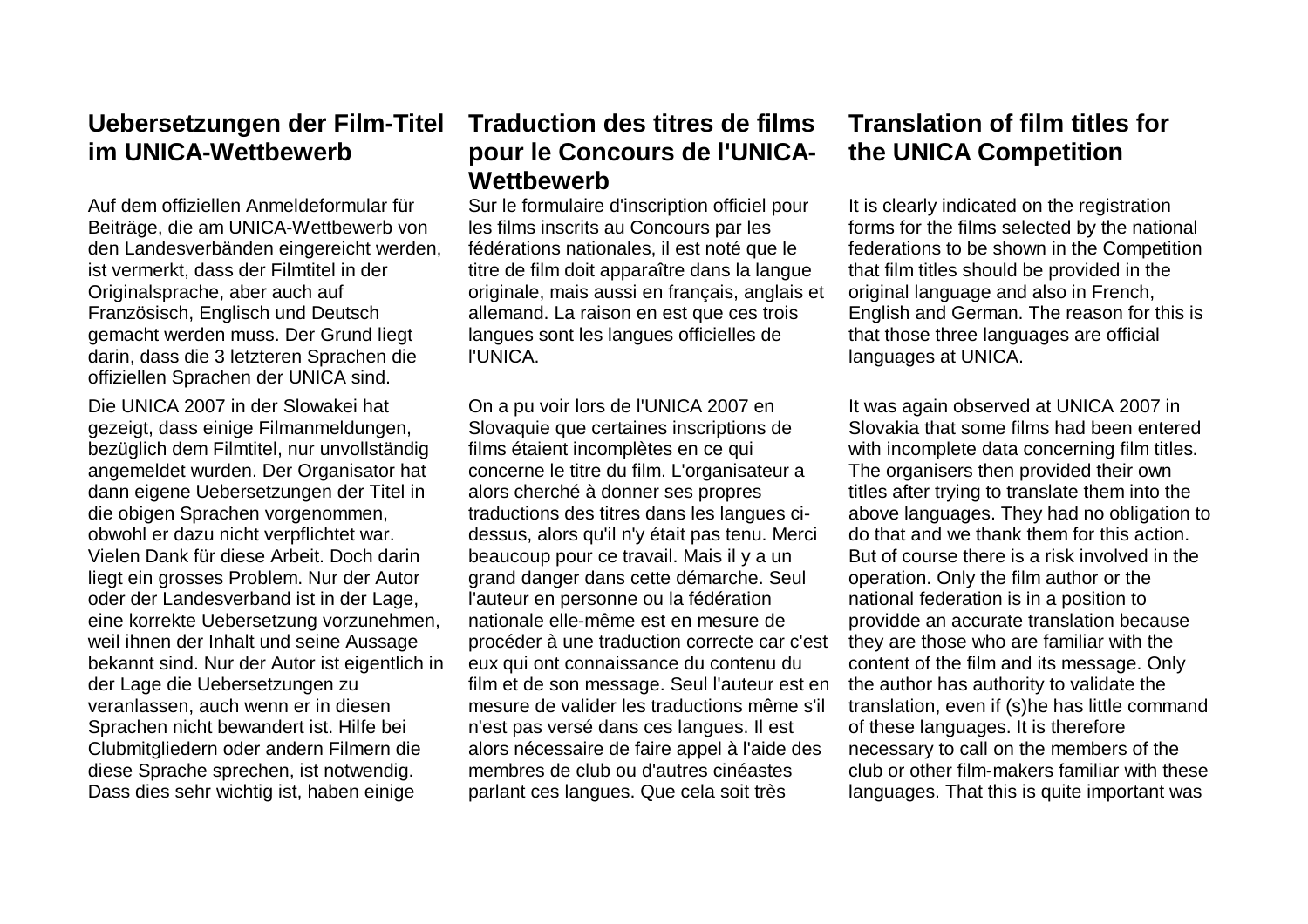## Uebersetzungen der Film-Titel im UNICA-Wettbewerb

Auf dem offiziellen Anmeldeformular für Beiträge, die am UNICA-Wettbewerb von den Landesverbänden eingereicht werden, ist vermerkt, dass der Filmtitel in der Originalsprache, aber auch auf Französisch, Englisch und Deutsch gemacht werden muss. Der Grund liegt darin, dass die 3 letzteren Sprachen die offiziellen Sprachen der UNICA sind.

Die UNICA 2007 in der Slowakei hat gezeigt, dass einige Filmanmeldungen, bezüglich dem Filmtitel, nur unvollständig angemeldet wurden. Der Organisator hat dann eigene Uebersetzungen der Titel in die obigen Sprachen vorgenommen, obwohl er dazu nicht verpflichtet war. Vielen Dank für diese Arbeit. Doch darin liegt ein grosses Problem. Nur der Autor oder der Landesverband ist in der Lage, eine korrekte Uebersetzung vorzunehmen, weil ihnen der Inhalt und seine Aussage bekannt sind. Nur der Autor ist eigentlich in der Lage die Uebersetzungen zu veranlassen, auch wenn er in diesen Sprachen nicht bewandert ist. Hilfe bei Clubmitgliedern oder andern Filmern die diese Sprache sprechen, ist notwendig. Dass dies sehr wichtig ist, haben einige

## Traduction des titres de films pour le Concours de l'UNICA-Wettbewerb

Sur le formulaire d'inscription officiel pour les films inscrits au Concours par les fédérations nationales, il est noté que le titre de film doit apparaître dans la langue originale, mais aussi en français, anglais et allemand. La raison en est que ces trois langues sont les langues officielles de l'UNICA.

On a pu voir lors de l'UNICA 2007 en Slovaquie que certaines inscriptions de films étaient incomplètes en ce qui concerne le titre du film. L'organisateur a alors cherché à donner ses propres traductions des titres dans les langues ci-dessus, alors qu'il n'y était pas tenu. Merci beaucoup pour ce travail. Mais il y a un grand danger dans cette démarche. Seul l'auteur en personne ou la fédération nationale elle-même est en mesure de procéder à une traduction correcte car c'est eux qui ont connaissance du contenu du film et de son message. Seul l'auteur est en mesure de valider les traductions même s'il n'est pas versé dans ces langues. Il est alors nécessaire de faire appel à l'aide des membres de club ou d'autres cinéastes parlant ces langues. Que cela soit très

## Translation of film titles for the UNICA Competition

It is clearly indicated on the registration forms for the films selected by the national federations to be shown in the Competition that film titles should be provided in the original language and also in French, English and German. The reason for this is that those three languages are official languages at UNICA.

It was again observed at UNICA 2007 in Slovakia that some films had been entered with incomplete data concerning film titles. The organisers then provided their own titles after trying to translate them into the above languages. They had no obligation to do that and we thank them for this action. But of course there is a risk involved in the operation. Only the film author or the national federation is in a position to providde an accurate translation because they are those who are familiar with the content of the film and its message. Only the author has authority to validate the translation, even if (s)he has little command of these languages. It is therefore necessary to call on the members of the club or other film-makers familiar with these languages. That this is quite important was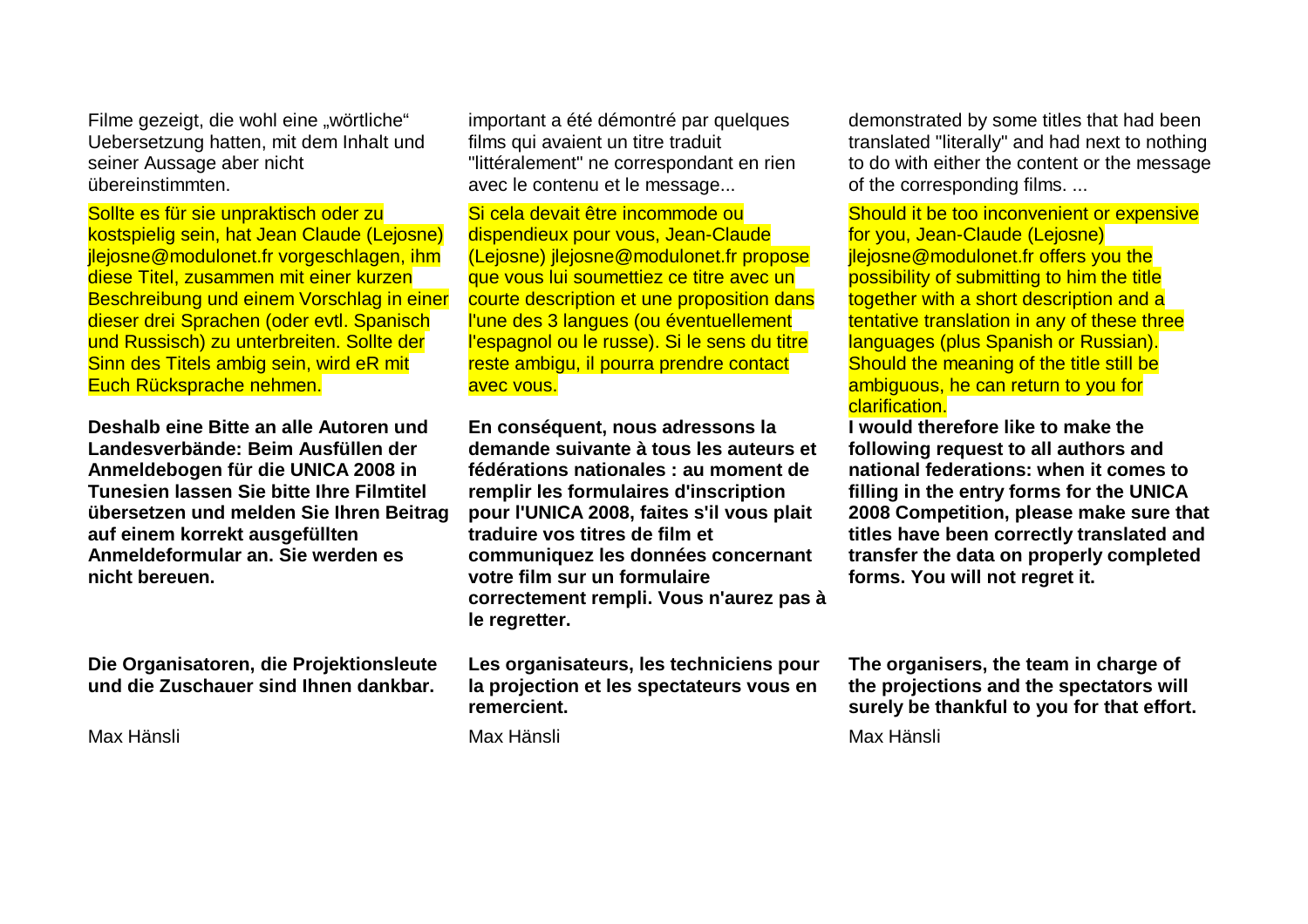Filme gezeigt, die wohl eine „wörtliche" Uebersetzung hatten, mit dem Inhalt und seiner Aussage aber nicht übereinstimmten.

Sollte es für sie unpraktisch oder zu kostspielig sein, hat Jean Claude (Lejosne) jlejosne@modulonet.fr vorgeschlagen, ihm diese Titel, zusammen mit einer kurzen Beschreibung und einem Vorschlag in einer dieser drei Sprachen (oder evtl. Spanisch und Russisch) zu unterbreiten. Sollte der Sinn des Titels ambig sein, wird eR mit Euch Rücksprache nehmen.

**Deshalb eine Bitte an alle Autoren und Landesverbände: Beim Ausfüllen der Anmeldebogen für die UNICA 2008 in Tunesien lassen Sie bitte Ihre Filmtitel übersetzen und melden Sie Ihren Beitrag auf einem korrekt ausgefüllten Anmeldeformular an. Sie werden es nicht bereuen.**

**Die Organisatoren, die Projektionsleute und die Zuschauer sind Ihnen dankbar.**

Max Hänsli

important a été démontré par quelques films qui avaient un titre traduit "littéralement" ne correspondant en rien avec le contenu et le message...

Si cela devait être incommode ou dispendieux pour vous, Jean-Claude (Lejosne) jlejosne@modulonet.fr propose que vous lui soumettiez ce titre avec un courte description et une proposition dans l'une des 3 langues (ou éventuellement l'espagnol ou le russe). Si le sens du titre reste ambigu, il pourra prendre contact avec vous.

**En conséquent, nous adressons la demande suivante à tous les auteurs et fédérations nationales : au moment de remplir les formulaires d'inscription pour l'UNICA 2008, faites s'il vous plait traduire vos titres de film et communiquez les données concernant votre film sur un formulaire correctement rempli. Vous n'aurez pas à le regretter.**

**Les organisateurs, les techniciens pour la projection et les spectateurs vous en remercient.**

Max Hänsli

demonstrated by some titles that had been translated "literally" and had next to nothing to do with either the content or the message of the corresponding films. ...

Should it be too inconvenient or expensive for you, Jean-Claude (Lejosne) jlejosne@modulonet.fr offers you the possibility of submitting to him the title together with a short description and a tentative translation in any of these three languages (plus Spanish or Russian). Should the meaning of the title still be ambiguous, he can return to you for clarification.

**I would therefore like to make the following request to all authors and national federations: when it comes to filling in the entry forms for the UNICA 2008 Competition, please make sure that titles have been correctly translated and transfer the data on properly completed forms. You will not regret it.**

**The organisers, the team in charge of the projections and the spectators will surely be thankful to you for that effort.**

Max Hänsli